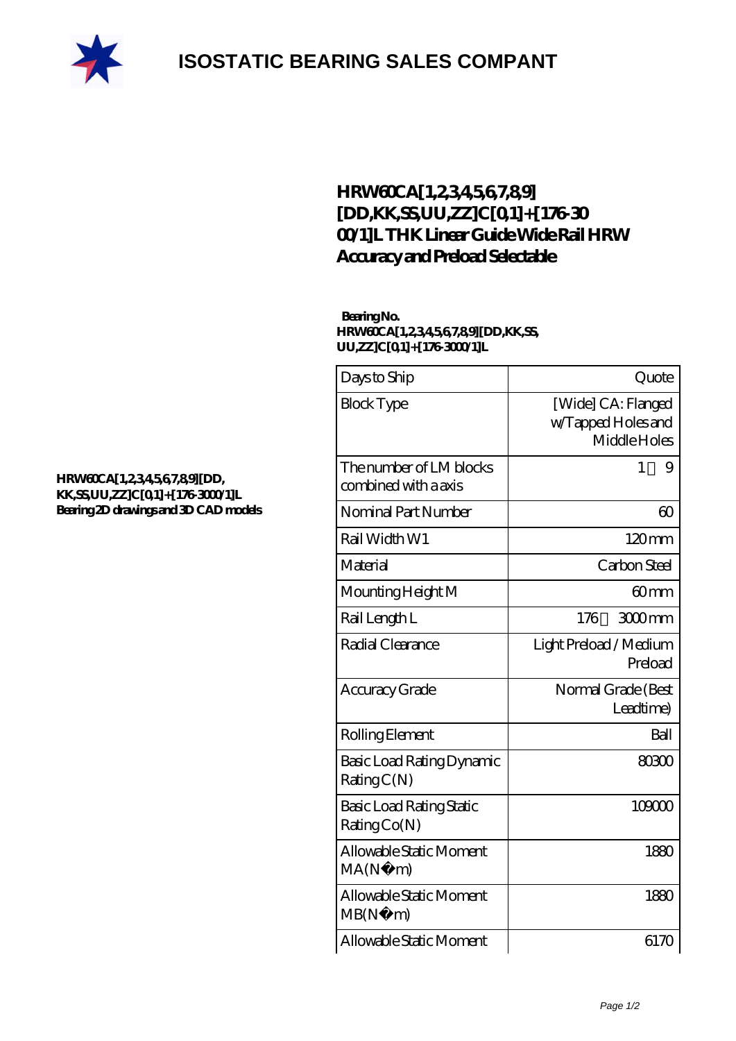# ISOSTATIC BEARING SALES COMPANT

## HRW60CA[1,2,3,4,5,6,7,8,9][DD,KK,SS,UU,ZZ]C[0,1]+[176-3000/1]L THK Linear Guide Wide Rail HRW Accuracy and Preload Selectable

**HRW60CA[1,2,3,4,5,6,7,8,9][DD,KK,SS,UU,ZZ]C[0,1]+[176-3000/1]L Bearing 2D drawings and 3D CAD models**

**Bearing No.**
**HRW60CA[1,2,3,4,5,6,7,8,9][DD,KK,SS,UU,ZZ]C[0,1]+[176-3000/1]L**

| | |
|---|---|
| Days to Ship | Quote |
| Block Type | [Wide] CA: Flanged w/Tapped Holes and Middle Holes |
| The number of LM blocks combined with a axis | 1～9 |
| Nominal Part Number | 60 |
| Rail Width W1 | 120 mm |
| Material | Carbon Steel |
| Mounting Height M | 60 mm |
| Rail Length L | 176～3000 mm |
| Radial Clearance | Light Preload / Medium Preload |
| Accuracy Grade | Normal Grade (Best Leadtime) |
| Rolling Element | Ball |
| Basic Load Rating Dynamic Rating C(N) | 80300 |
| Basic Load Rating Static Rating Co(N) | 109000 |
| Allowable Static Moment MA(N·m) | 1880 |
| Allowable Static Moment MB(N·m) | 1880 |
| Allowable Static Moment | 6170 |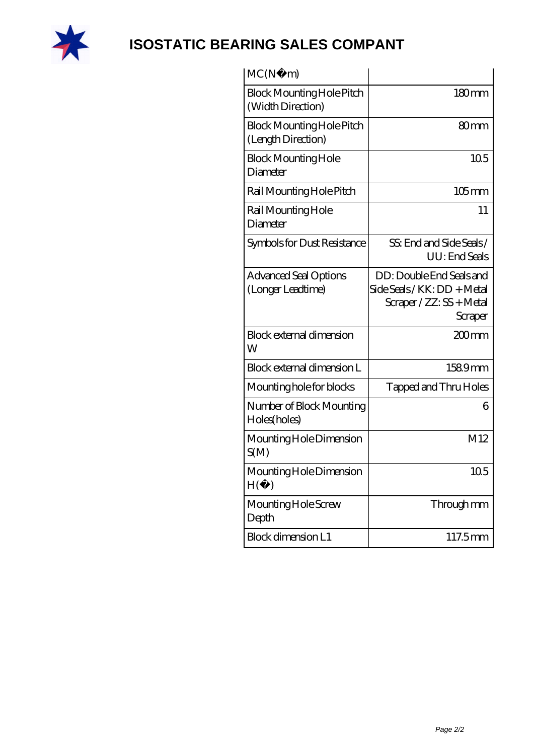# ISOSTATIC BEARING SALES COMPANT

| | |
|---|---|
| MC(N�m) | |
| Block Mounting Hole Pitch (Width Direction) | 180 mm |
| Block Mounting Hole Pitch (Length Direction) | 80 mm |
| Block Mounting Hole Diameter | 10.5 |
| Rail Mounting Hole Pitch | 105 mm |
| Rail Mounting Hole Diameter | 11 |
| Symbols for Dust Resistance | SS: End and Side Seals / UU: End Seals |
| Advanced Seal Options (Longer Leadtime) | DD: Double End Seals and Side Seals / KK: DD + Metal Scraper / ZZ: SS + Metal Scraper |
| Block external dimension W | 200 mm |
| Block external dimension L | 158.9 mm |
| Mounting hole for blocks | Tapped and Thru Holes |
| Number of Block Mounting Holes(holes) | 6 |
| Mounting Hole Dimension S(M) | M12 |
| Mounting Hole Dimension H(�) | 10.5 |
| Mounting Hole Screw Depth | Through mm |
| Block dimension L1 | 117.5 mm |